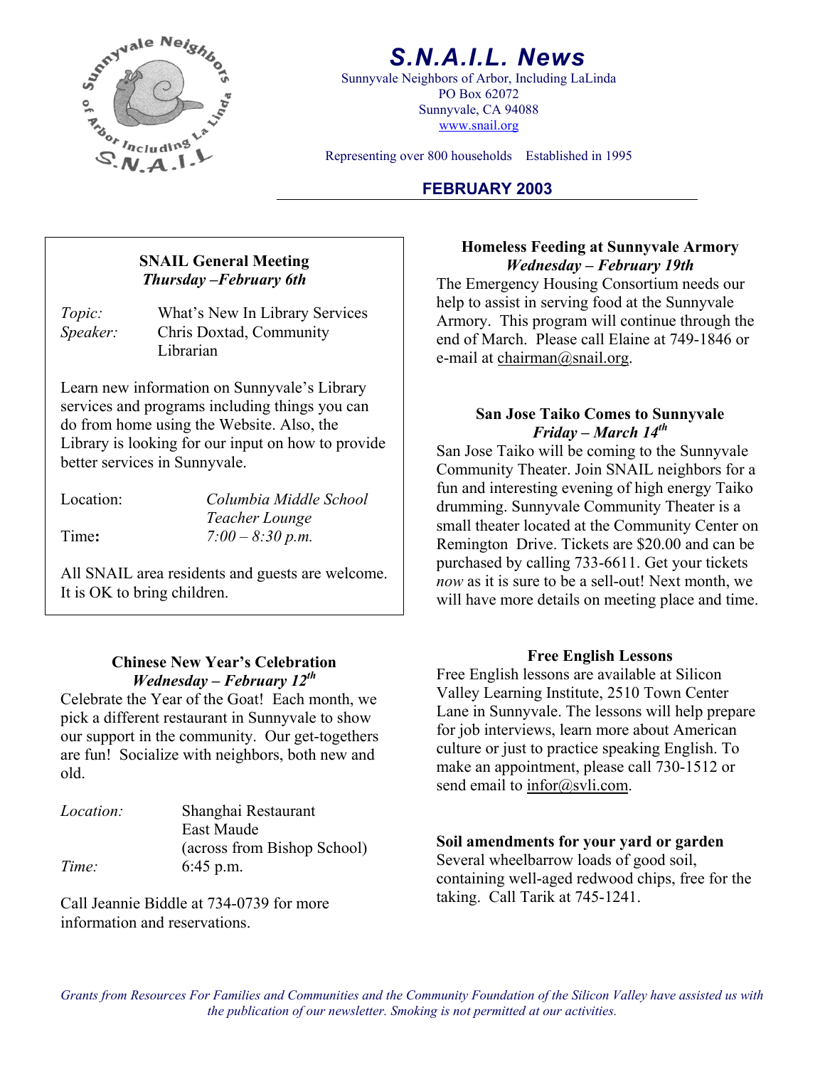# S.N.A.I.L. News

Sunnyvale Neighbors of Arbor, Including LaLinda
PO Box 62072
Sunnyvale, CA 94088
www.snail.org

Representing over 800 households Established in 1995

**FEBRUARY 2003**

### SNAIL General Meeting
*Thursday –February 6th*

*Topic:* What's New In Library Services
*Speaker:* Chris Doxtad, Community Librarian

Learn new information on Sunnyvale's Library services and programs including things you can do from home using the Website. Also, the Library is looking for our input on how to provide better services in Sunnyvale.

Location: *Columbia Middle School Teacher Lounge*
Time**:** *7:00 – 8:30 p.m.*

All SNAIL area residents and guests are welcome. It is OK to bring children.

### Chinese New Year's Celebration
*Wednesday – February 12th*

Celebrate the Year of the Goat! Each month, we pick a different restaurant in Sunnyvale to show our support in the community. Our get-togethers are fun! Socialize with neighbors, both new and old.

*Location:* Shanghai Restaurant
East Maude
(across from Bishop School)
*Time:* 6:45 p.m.

Call Jeannie Biddle at 734-0739 for more information and reservations.

### Homeless Feeding at Sunnyvale Armory
*Wednesday – February 19th*

The Emergency Housing Consortium needs our help to assist in serving food at the Sunnyvale Armory. This program will continue through the end of March. Please call Elaine at 749-1846 or e-mail at chairman@snail.org.

### San Jose Taiko Comes to Sunnyvale
*Friday – March 14th*

San Jose Taiko will be coming to the Sunnyvale Community Theater. Join SNAIL neighbors for a fun and interesting evening of high energy Taiko drumming. Sunnyvale Community Theater is a small theater located at the Community Center on Remington Drive. Tickets are $20.00 and can be purchased by calling 733-6611. Get your tickets *now* as it is sure to be a sell-out! Next month, we will have more details on meeting place and time.

### Free English Lessons

Free English lessons are available at Silicon Valley Learning Institute, 2510 Town Center Lane in Sunnyvale. The lessons will help prepare for job interviews, learn more about American culture or just to practice speaking English. To make an appointment, please call 730-1512 or send email to infor@svli.com.

### Soil amendments for your yard or garden

Several wheelbarrow loads of good soil, containing well-aged redwood chips, free for the taking. Call Tarik at 745-1241.

*Grants from Resources For Families and Communities and the Community Foundation of the Silicon Valley have assisted us with the publication of our newsletter. Smoking is not permitted at our activities.*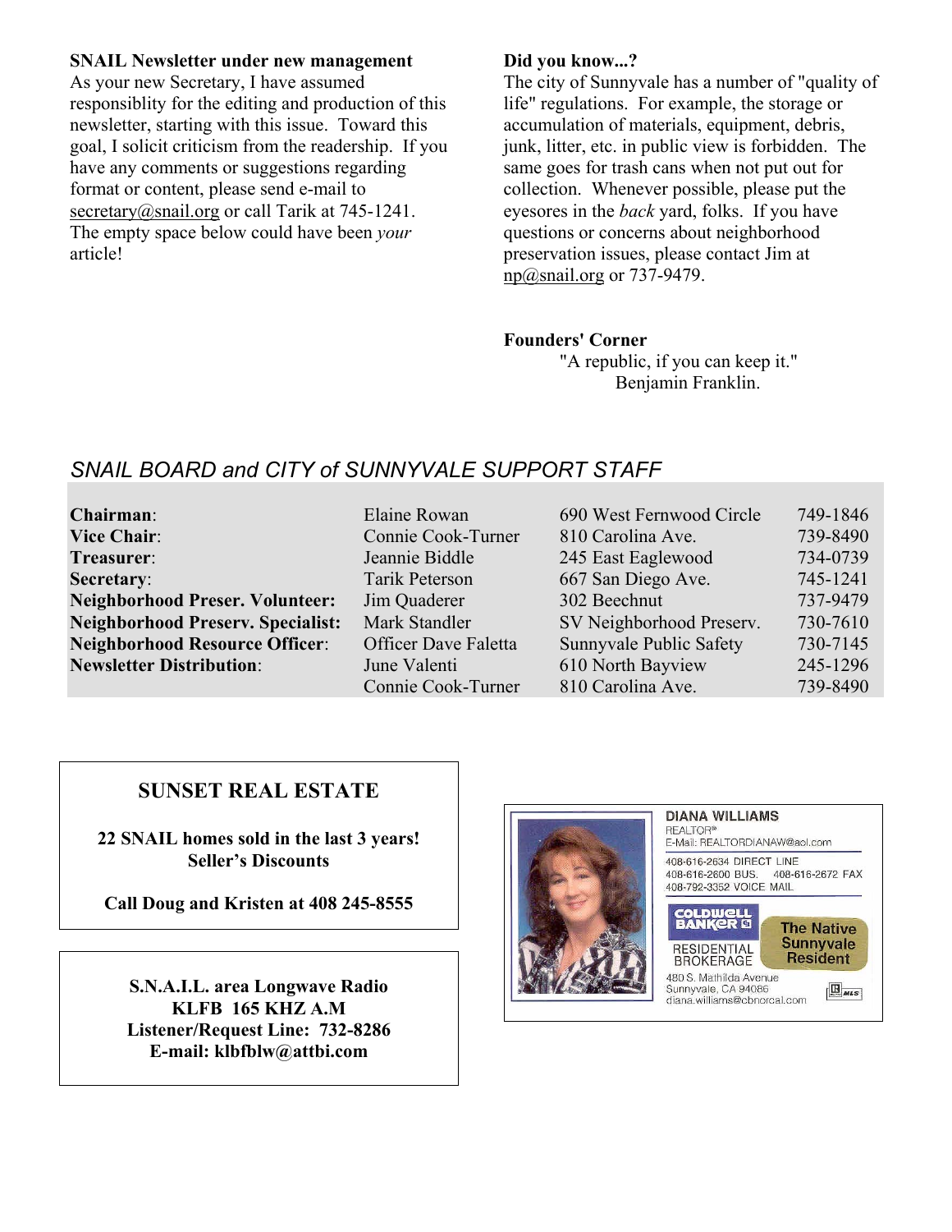**SNAIL Newsletter under new management**
As your new Secretary, I have assumed responsiblity for the editing and production of this newsletter, starting with this issue. Toward this goal, I solicit criticism from the readership. If you have any comments or suggestions regarding format or content, please send e-mail to secretary@snail.org or call Tarik at 745-1241. The empty space below could have been *your* article!

**Did you know...?**
The city of Sunnyvale has a number of "quality of life" regulations. For example, the storage or accumulation of materials, equipment, debris, junk, litter, etc. in public view is forbidden. The same goes for trash cans when not put out for collection. Whenever possible, please put the eyesores in the *back* yard, folks. If you have questions or concerns about neighborhood preservation issues, please contact Jim at np@snail.org or 737-9479.

**Founders' Corner**
"A republic, if you can keep it."
Benjamin Franklin.

## *SNAIL BOARD and CITY of SUNNYVALE SUPPORT STAFF*

| | | | |
|---|---|---|---|
| **Chairman**: | Elaine Rowan | 690 West Fernwood Circle | 749-1846 |
| **Vice Chair**: | Connie Cook-Turner | 810 Carolina Ave. | 739-8490 |
| **Treasurer**: | Jeannie Biddle | 245 East Eaglewood | 734-0739 |
| **Secretary**: | Tarik Peterson | 667 San Diego Ave. | 745-1241 |
| **Neighborhood Preser. Volunteer:** | Jim Quaderer | 302 Beechnut | 737-9479 |
| **Neighborhood Preserv. Specialist:** | Mark Standler | SV Neighborhood Preserv. | 730-7610 |
| **Neighborhood Resource Officer**: | Officer Dave Faletta | Sunnyvale Public Safety | 730-7145 |
| **Newsletter Distribution**: | June Valenti | 610 North Bayview | 245-1296 |
| | Connie Cook-Turner | 810 Carolina Ave. | 739-8490 |

**SUNSET REAL ESTATE**

**22 SNAIL homes sold in the last 3 years!**
**Seller's Discounts**

**Call Doug and Kristen at 408 245-8555**

**S.N.A.I.L. area Longwave Radio**
**KLFB 165 KHZ A.M**
**Listener/Request Line: 732-8286**
**E-mail: klbfblw@attbi.com**

DIANA WILLIAMS
REALTOR®
E-Mail: REALTORDIANAW@aol.com
408-616-2634 DIRECT LINE
408-616-2600 BUS. 408-616-2672 FAX
408-792-3352 VOICE MAIL
COLDWELL BANKER
RESIDENTIAL BROKERAGE
The Native Sunnyvale Resident
480 S. Mathilda Avenue
Sunnyvale, CA 94086
diana.williams@cbnorcal.com